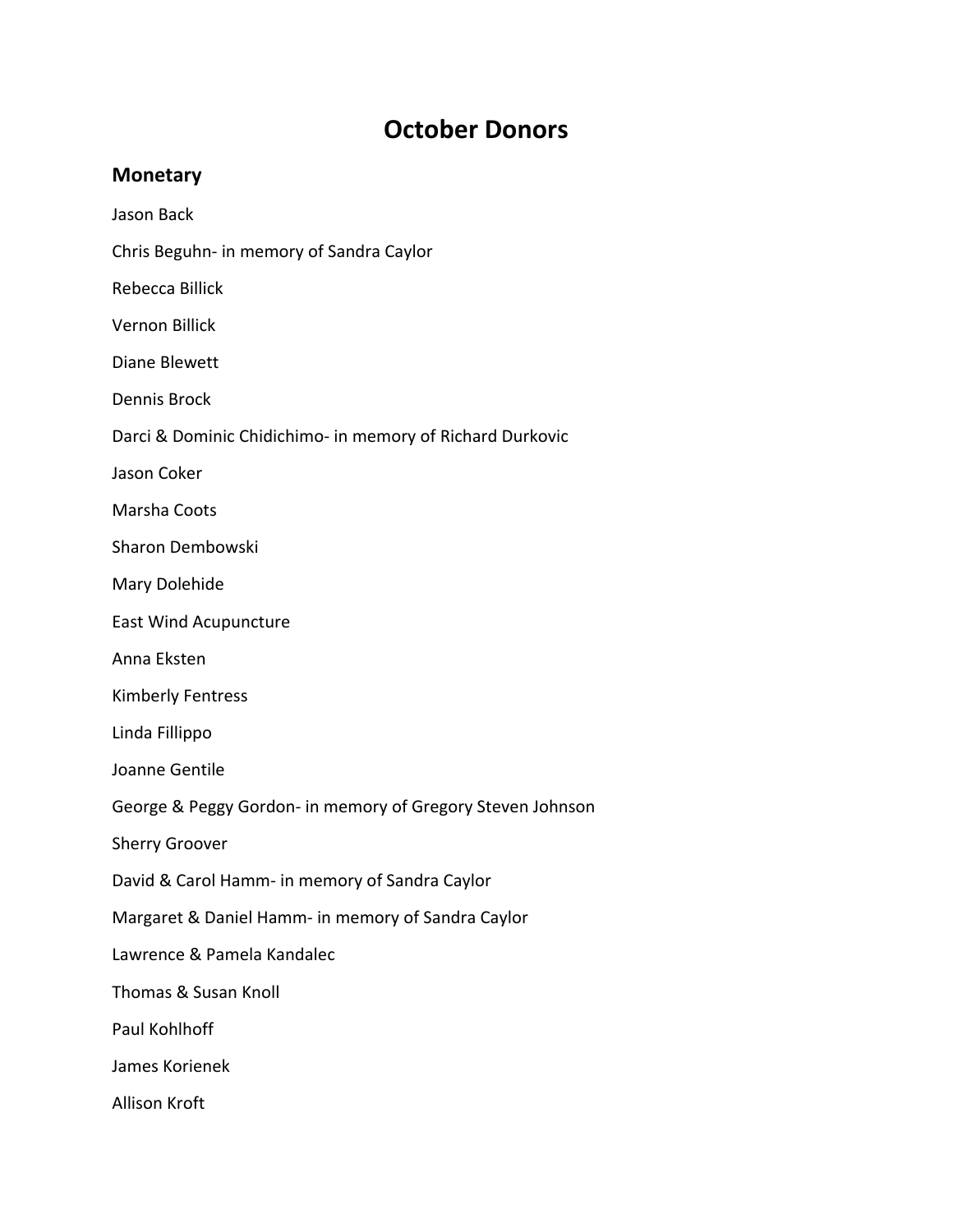# October Donors

## Monetary

Jason Back

Chris Beguhn- in memory of Sandra Caylor

Rebecca Billick

Vernon Billick

Diane Blewett

Dennis Brock

Darci & Dominic Chidichimo- in memory of Richard Durkovic

Jason Coker

Marsha Coots

Sharon Dembowski

Mary Dolehide

East Wind Acupuncture

Anna Eksten

Kimberly Fentress

Linda Fillippo

Joanne Gentile

George & Peggy Gordon- in memory of Gregory Steven Johnson

Sherry Groover

David & Carol Hamm- in memory of Sandra Caylor

Margaret & Daniel Hamm- in memory of Sandra Caylor

Lawrence & Pamela Kandalec

Thomas & Susan Knoll

Paul Kohlhoff

James Korienek

Allison Kroft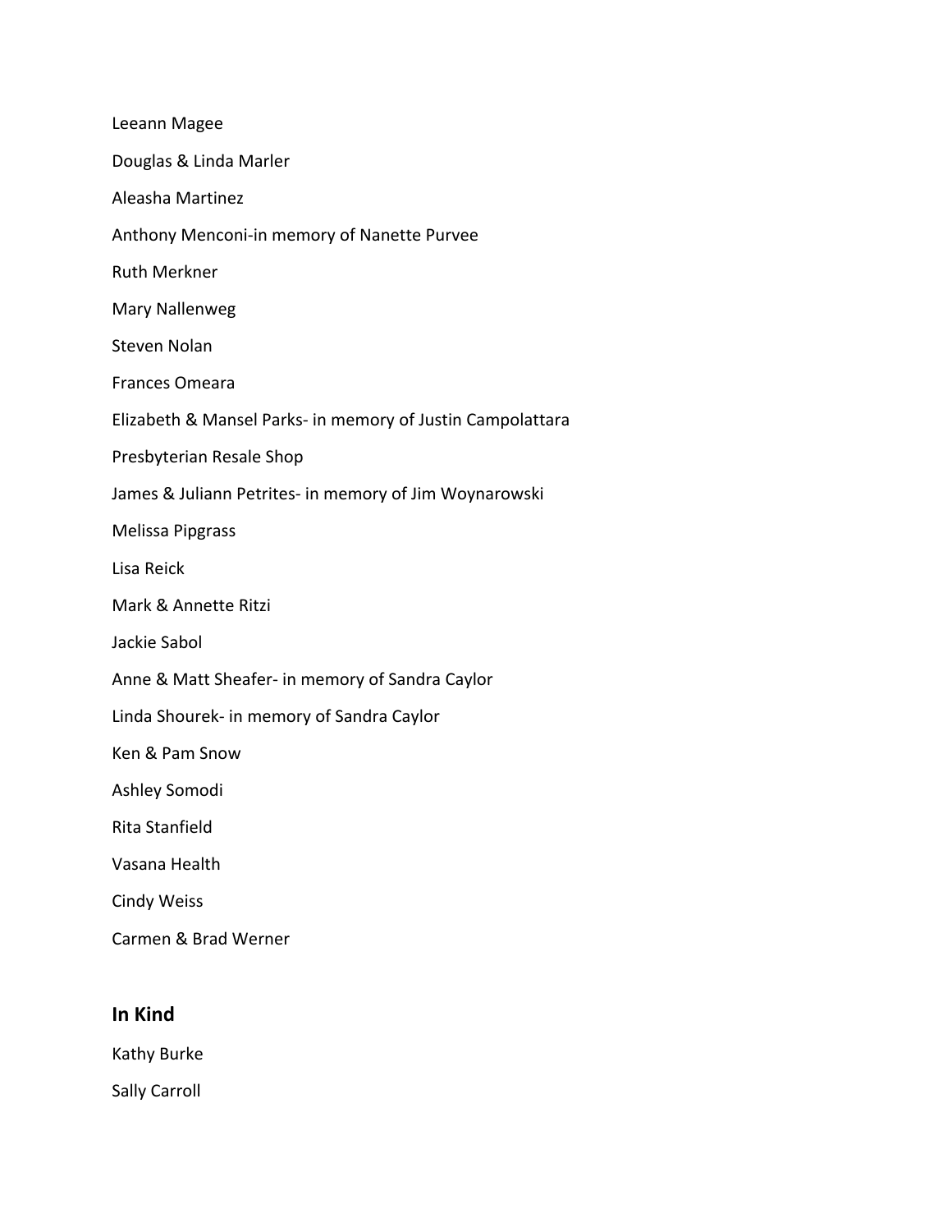Leeann Magee

Douglas & Linda Marler

Aleasha Martinez

Anthony Menconi-in memory of Nanette Purvee

Ruth Merkner

Mary Nallenweg

Steven Nolan

Frances Omeara

Elizabeth & Mansel Parks- in memory of Justin Campolattara

Presbyterian Resale Shop

James & Juliann Petrites- in memory of Jim Woynarowski

Melissa Pipgrass

Lisa Reick

Mark & Annette Ritzi

Jackie Sabol

Anne & Matt Sheafer- in memory of Sandra Caylor

Linda Shourek- in memory of Sandra Caylor

Ken & Pam Snow

Ashley Somodi

Rita Stanfield

Vasana Health

Cindy Weiss

Carmen & Brad Werner

## In Kind

Kathy Burke

Sally Carroll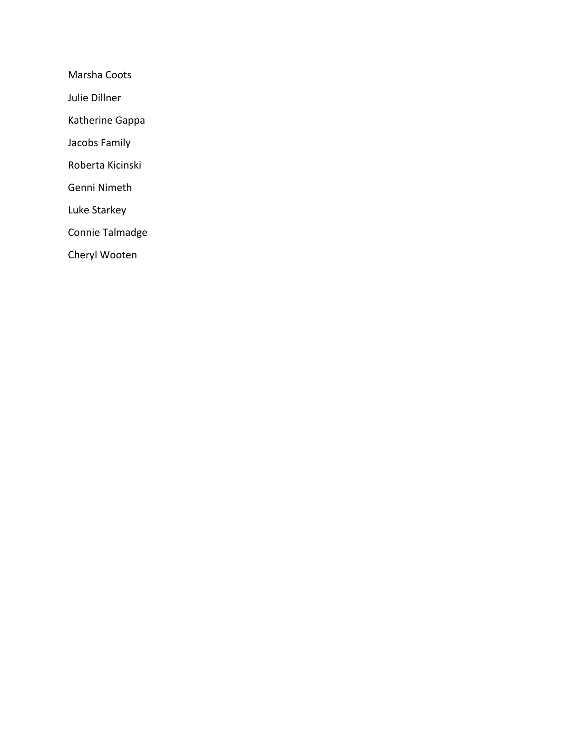Marsha Coots

Julie Dillner

Katherine Gappa

Jacobs Family

Roberta Kicinski

Genni Nimeth

Luke Starkey

Connie Talmadge

Cheryl Wooten